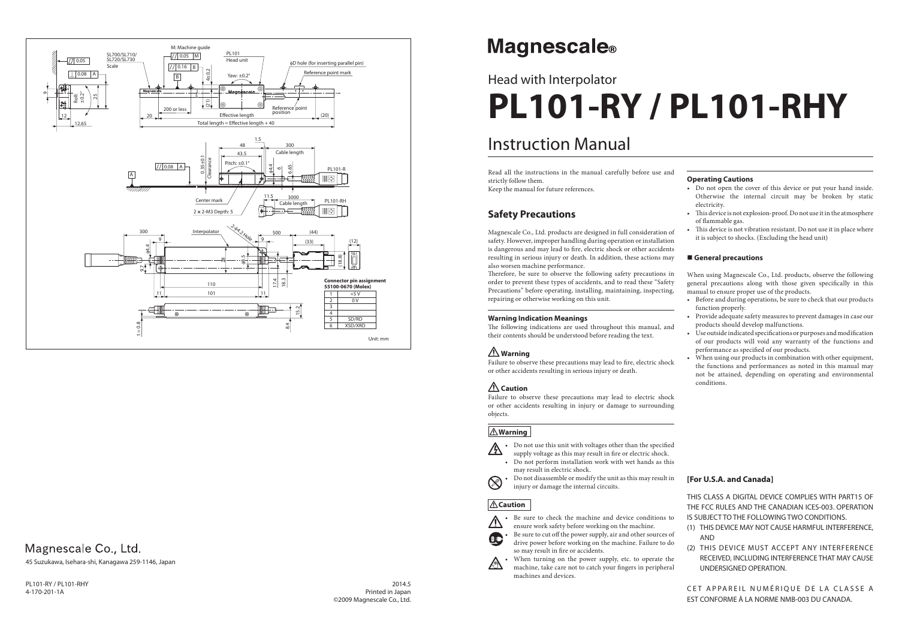SL700/SL710/SL720/SL730 Scale

M: Machine guide

PL101 Head unit

ϕD hole (for inserting parallel pin)

Reference point mark

Yaw: ±0.2°

Roll: ±0.2°

Reference point position

200 or less

Effective length

Total length = Effective length + 40

Pitch: ±0.1°

0.35±0.1 Clearance

Cable length

Center mark

2 × 2-M3 Depth: 5

PL101-R

PL101-RH

Interpolator

2-ϕ4.2 Hole

**Connector pin assignment 55100-0670 (Molex)**

| | |
|---|---|
| 1 | +5 V |
| 2 | 0 V |
| 3 | |
| 4 | |
| 5 | SD/RD |
| 6 | XSD/XRD |

Unit: mm

Magnescale Co., Ltd.

45 Suzukawa, Isehara-shi, Kanagawa 259-1146, Japan

PL101-RY / PL101-RHY
4-170-201-1A

2014.5
Printed in Japan
©2009 Magnescale Co., Ltd.

# Magnescale®

Head with Interpolator

# PL101-RY / PL101-RHY

# Instruction Manual

Read all the instructions in the manual carefully before use and strictly follow them.
Keep the manual for future references.

## Safety Precautions

Magnescale Co., Ltd. products are designed in full consideration of safety. However, improper handling during operation or installation is dangerous and may lead to fire, electric shock or other accidents resulting in serious injury or death. In addition, these actions may also worsen machine performance.
Therefore, be sure to observe the following safety precautions in order to prevent these types of accidents, and to read these "Safety Precautions" before operating, installing, maintaining, inspecting, repairing or otherwise working on this unit.

### Warning Indication Meanings

The following indications are used throughout this manual, and their contents should be understood before reading the text.

**⚠ Warning**

Failure to observe these precautions may lead to fire, electric shock or other accidents resulting in serious injury or death.

**⚠ Caution**

Failure to observe these precautions may lead to electric shock or other accidents resulting in injury or damage to surrounding objects.

**⚠ Warning**

- Do not use this unit with voltages other than the specified supply voltage as this may result in fire or electric shock.
- Do not perform installation work with wet hands as this may result in electric shock.
- Do not disassemble or modify the unit as this may result in injury or damage the internal circuits.

**⚠ Caution**

- Be sure to check the machine and device conditions to ensure work safety before working on the machine.
- Be sure to cut off the power supply, air and other sources of drive power before working on the machine. Failure to do so may result in fire or accidents.
- When turning on the power supply, etc. to operate the machine, take care not to catch your fingers in peripheral machines and devices.

### Operating Cautions

- Do not open the cover of this device or put your hand inside. Otherwise the internal circuit may be broken by static electricity.
- This device is not explosion-proof. Do not use it in the atmosphere of flammable gas.
- This device is not vibration resistant. Do not use it in place where it is subject to shocks. (Excluding the head unit)

### ■ General precautions

When using Magnescale Co., Ltd. products, observe the following general precautions along with those given specifically in this manual to ensure proper use of the products.

- Before and during operations, be sure to check that our products function properly.
- Provide adequate safety measures to prevent damages in case our products should develop malfunctions.
- Use outside indicated specifications or purposes and modification of our products will void any warranty of the functions and performance as specified of our products.
- When using our products in combination with other equipment, the functions and performances as noted in this manual may not be attained, depending on operating and environmental conditions.

**[For U.S.A. and Canada]**

THIS CLASS A DIGITAL DEVICE COMPLIES WITH PART15 OF THE FCC RULES AND THE CANADIAN ICES-003. OPERATION IS SUBJECT TO THE FOLLOWING TWO CONDITIONS.

(1) THIS DEVICE MAY NOT CAUSE HARMFUL INTERFERENCE, AND
(2) THIS DEVICE MUST ACCEPT ANY INTERFERENCE RECEIVED, INCLUDING INTERFERENCE THAT MAY CAUSE UNDERSIGNED OPERATION.

CET APPAREIL NUMÉRIQUE DE LA CLASSE A EST CONFORME À LA NORME NMB-003 DU CANADA.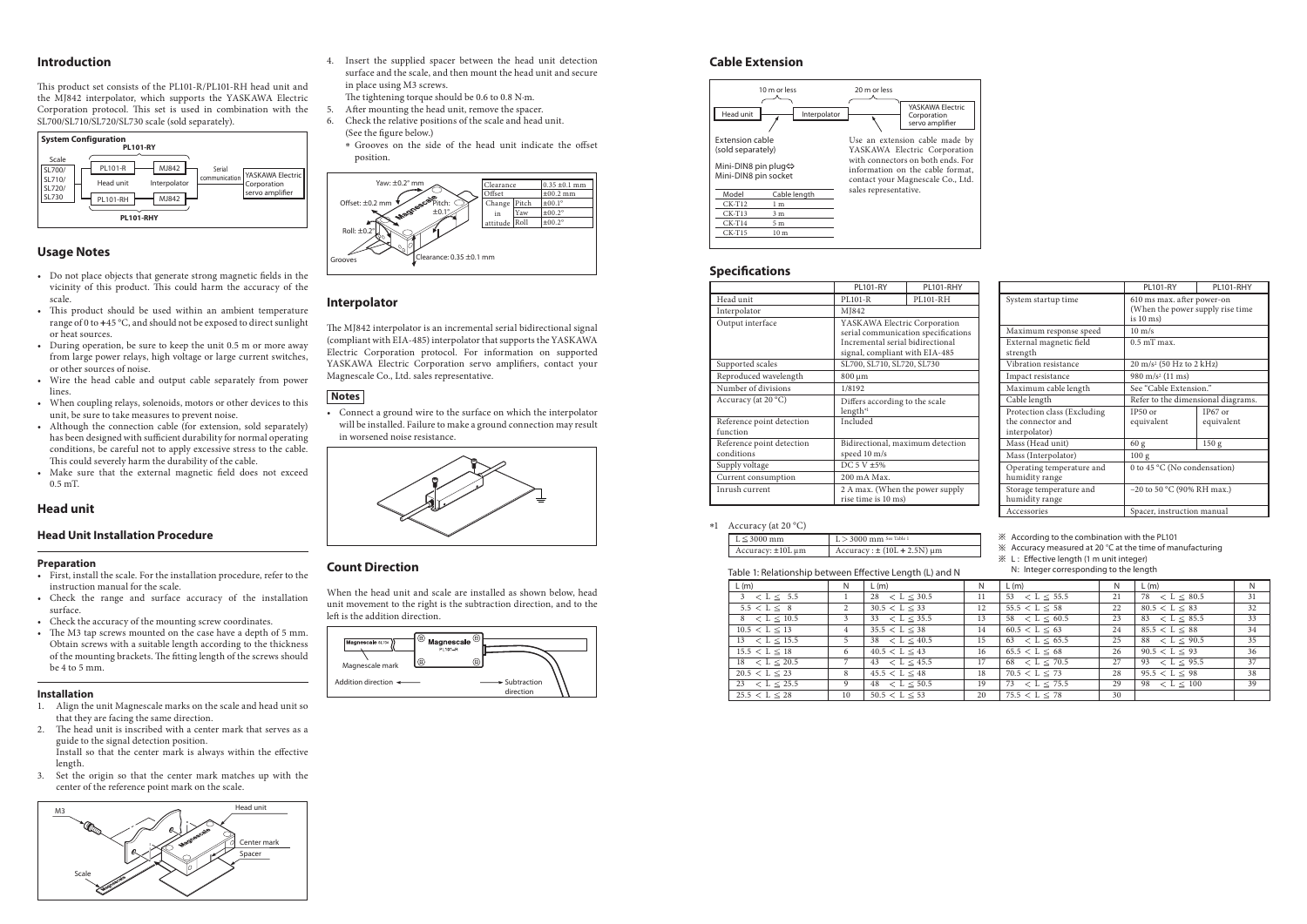## Introduction

This product set consists of the PL101-R/PL101-RH head unit and the MJ842 interpolator, which supports the YASKAWA Electric Corporation protocol. This set is used in combination with the SL700/SL710/SL720/SL730 scale (sold separately).

**System Configuration**

PL101-RY

Scale: SL700/ SL710/ SL720/ SL730

PL101-R — Head unit — MJ842 — Interpolator

PL101-RH — MJ842

Serial communication

YASKAWA Electric Corporation servo amplifier

PL101-RHY

## Usage Notes

- Do not place objects that generate strong magnetic fields in the vicinity of this product. This could harm the accuracy of the scale.
- This product should be used within an ambient temperature range of 0 to +45 °C, and should not be exposed to direct sunlight or heat sources.
- During operation, be sure to keep the unit 0.5 m or more away from large power relays, high voltage or large current switches, or other sources of noise.
- Wire the head cable and output cable separately from power lines.
- When coupling relays, solenoids, motors or other devices to this unit, be sure to take measures to prevent noise.
- Although the connection cable (for extension, sold separately) has been designed with sufficient durability for normal operating conditions, be careful not to apply excessive stress to the cable. This could severely harm the durability of the cable.
- Make sure that the external magnetic field does not exceed 0.5 mT.

## Head unit

### Head Unit Installation Procedure

#### Preparation

- First, install the scale. For the installation procedure, refer to the instruction manual for the scale.
- Check the range and surface accuracy of the installation surface.
- Check the accuracy of the mounting screw coordinates.
- The M3 tap screws mounted on the case have a depth of 5 mm. Obtain screws with a suitable length according to the thickness of the mounting brackets. The fitting length of the screws should be 4 to 5 mm.

#### Installation

1. Align the unit Magnescale marks on the scale and head unit so that they are facing the same direction.
2. The head unit is inscribed with a center mark that serves as a guide to the signal detection position.
   Install so that the center mark is always within the effective length.
3. Set the origin so that the center mark matches up with the center of the reference point mark on the scale.

M3

Head unit

Center mark

Spacer

Scale

4. Insert the supplied spacer between the head unit detection surface and the scale, and then mount the head unit and secure in place using M3 screws.
   The tightening torque should be 0.6 to 0.8 N·m.
5. After mounting the head unit, remove the spacer.
6. Check the relative positions of the scale and head unit. (See the figure below.)
   * Grooves on the side of the head unit indicate the offset position.

Yaw: ±0.2° mm

Offset: ±0.2 mm

Pitch: ±0.1°

Roll: ±0.2°

Grooves

Clearance: 0.35 ±0.1 mm

| | | |
|---|---|---|
| Clearance | | 0.35 ±0.1 mm |
| Offset | | ±0.2 mm |
| Change in attitude | Pitch | ±0.1° |
| | Yaw | ±0.2° |
| | Roll | ±0.2° |

## Interpolator

The MJ842 interpolator is an incremental serial bidirectional signal (compliant with EIA-485) interpolator that supports the YASKAWA Electric Corporation protocol. For information on supported YASKAWA Electric Corporation servo amplifiers, contact your Magnescale Co., Ltd. sales representative.

**Notes**

- Connect a ground wire to the surface on which the interpolator will be installed. Failure to make a ground connection may result in worsened noise resistance.

## Count Direction

When the head unit and scale are installed as shown below, head unit movement to the right is the subtraction direction, and to the left is the addition direction.

Magnescale mark

Addition direction

Subtraction direction

## Cable Extension

10 m or less

20 m or less

Head unit — Interpolator — YASKAWA Electric Corporation servo amplifier

Extension cable (sold separately)

Mini-DIN8 pin plug⇔ Mini-DIN8 pin socket

| Model | Cable length |
|---|---|
| CK-T12 | 1 m |
| CK-T13 | 3 m |
| CK-T14 | 5 m |
| CK-T15 | 10 m |

Use an extension cable made by YASKAWA Electric Corporation with connectors on both ends. For information on the cable format, contact your Magnescale Co., Ltd. sales representative.

## Specifications

| | PL101-RY | PL101-RHY |
|---|---|---|
| Head unit | PL101-R | PL101-RH |
| Interpolator | MJ842 | |
| Output interface | YASKAWA Electric Corporation serial communication specifications Incremental serial bidirectional signal, compliant with EIA-485 | |
| Supported scales | SL700, SL710, SL720, SL730 | |
| Reproduced wavelength | 800 μm | |
| Number of divisions | 1/8192 | |
| Accuracy (at 20 °C) | Differs according to the scale length*1 | |
| Reference point detection function | Included | |
| Reference point detection conditions | Bidirectional, maximum detection speed 10 m/s | |
| Supply voltage | DC 5 V ±5% | |
| Current consumption | 200 mA Max. | |
| Inrush current | 2 A max. (When the power supply rise time is 10 ms) | |

| | PL101-RY | PL101-RHY |
|---|---|---|
| System startup time | 610 ms max. after power-on (When the power supply rise time is 10 ms) | |
| Maximum response speed | 10 m/s | |
| External magnetic field strength | 0.5 mT max. | |
| Vibration resistance | 20 m/s² (50 Hz to 2 kHz) | |
| Impact resistance | 980 m/s² (11 ms) | |
| Maximum cable length | See "Cable Extension." | |
| Cable length | Refer to the dimensional diagrams. | |
| Protection class (Excluding the connector and interpolator) | IP50 or equivalent | IP67 or equivalent |
| Mass (Head unit) | 60 g | 150 g |
| Mass (Interpolator) | 100 g | |
| Operating temperature and humidity range | 0 to 45 °C (No condensation) | |
| Storage temperature and humidity range | −20 to 50 °C (90% RH max.) | |
| Accessories | Spacer, instruction manual | |

*1 Accuracy (at 20 °C)

| $L \leq 3000$ mm | $L > 3000$ mm See Table 1 |
|---|---|
| Accuracy: ±10L μm | Accuracy : ± (10L + 2.5N) μm |

※ According to the combination with the PL101
※ Accuracy measured at 20 °C at the time of manufacturing
※ L : Effective length (1 m unit integer)
   N: Integer corresponding to the length

Table 1: Relationship between Effective Length (L) and N

| L (m) | N | L (m) | N | L (m) | N | L (m) | N |
|---|---|---|---|---|---|---|---|
| $3 < L \leq 5.5$ | 1 | $28 < L \leq 30.5$ | 11 | $53 < L \leq 55.5$ | 21 | $78 < L \leq 80.5$ | 31 |
| $5.5 < L \leq 8$ | 2 | $30.5 < L \leq 33$ | 12 | $55.5 < L \leq 58$ | 22 | $80.5 < L \leq 83$ | 32 |
| $8 < L \leq 10.5$ | 3 | $33 < L \leq 35.5$ | 13 | $58 < L \leq 60.5$ | 23 | $83 < L \leq 85.5$ | 33 |
| $10.5 < L \leq 13$ | 4 | $35.5 < L \leq 38$ | 14 | $60.5 < L \leq 63$ | 24 | $85.5 < L \leq 88$ | 34 |
| $13 < L \leq 15.5$ | 5 | $38 < L \leq 40.5$ | 15 | $63 < L \leq 65.5$ | 25 | $88 < L \leq 90.5$ | 35 |
| $15.5 < L \leq 18$ | 6 | $40.5 < L \leq 43$ | 16 | $65.5 < L \leq 68$ | 26 | $90.5 < L \leq 93$ | 36 |
| $18 < L \leq 20.5$ | 7 | $43 < L \leq 45.5$ | 17 | $68 < L \leq 70.5$ | 27 | $93 < L \leq 95.5$ | 37 |
| $20.5 < L \leq 23$ | 8 | $45.5 < L \leq 48$ | 18 | $70.5 < L \leq 73$ | 28 | $95.5 < L \leq 98$ | 38 |
| $23 < L \leq 25.5$ | 9 | $48 < L \leq 50.5$ | 19 | $73 < L \leq 75.5$ | 29 | $98 < L \leq 100$ | 39 |
| $25.5 < L \leq 28$ | 10 | $50.5 < L \leq 53$ | 20 | $75.5 < L \leq 78$ | 30 | | |